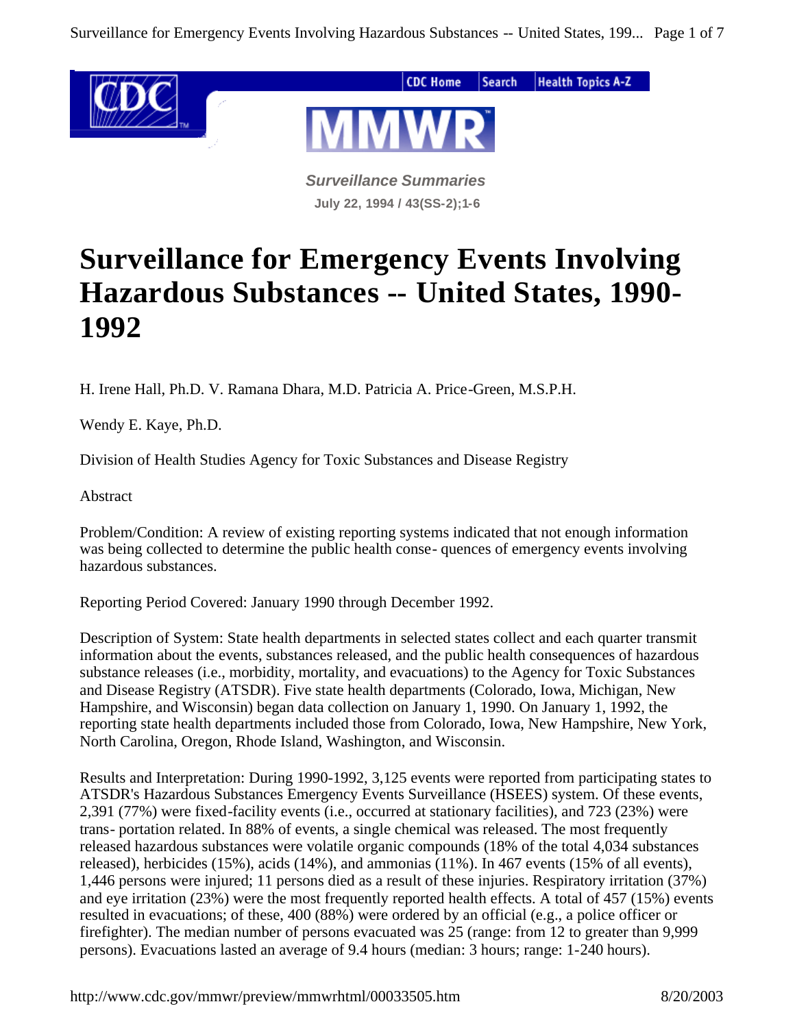*Surveillance Summaries*

**July 22, 1994 / 43(SS-2);1-6**

# Surveillance for Emergency Events Involving Hazardous Substances -- United States, 1990-1992

H. Irene Hall, Ph.D. V. Ramana Dhara, M.D. Patricia A. Price-Green, M.S.P.H.

Wendy E. Kaye, Ph.D.

Division of Health Studies Agency for Toxic Substances and Disease Registry

Abstract

Problem/Condition: A review of existing reporting systems indicated that not enough information was being collected to determine the public health conse- quences of emergency events involving hazardous substances.

Reporting Period Covered: January 1990 through December 1992.

Description of System: State health departments in selected states collect and each quarter transmit information about the events, substances released, and the public health consequences of hazardous substance releases (i.e., morbidity, mortality, and evacuations) to the Agency for Toxic Substances and Disease Registry (ATSDR). Five state health departments (Colorado, Iowa, Michigan, New Hampshire, and Wisconsin) began data collection on January 1, 1990. On January 1, 1992, the reporting state health departments included those from Colorado, Iowa, New Hampshire, New York, North Carolina, Oregon, Rhode Island, Washington, and Wisconsin.

Results and Interpretation: During 1990-1992, 3,125 events were reported from participating states to ATSDR's Hazardous Substances Emergency Events Surveillance (HSEES) system. Of these events, 2,391 (77%) were fixed-facility events (i.e., occurred at stationary facilities), and 723 (23%) were trans- portation related. In 88% of events, a single chemical was released. The most frequently released hazardous substances were volatile organic compounds (18% of the total 4,034 substances released), herbicides (15%), acids (14%), and ammonias (11%). In 467 events (15% of all events), 1,446 persons were injured; 11 persons died as a result of these injuries. Respiratory irritation (37%) and eye irritation (23%) were the most frequently reported health effects. A total of 457 (15%) events resulted in evacuations; of these, 400 (88%) were ordered by an official (e.g., a police officer or firefighter). The median number of persons evacuated was 25 (range: from 12 to greater than 9,999 persons). Evacuations lasted an average of 9.4 hours (median: 3 hours; range: 1-240 hours).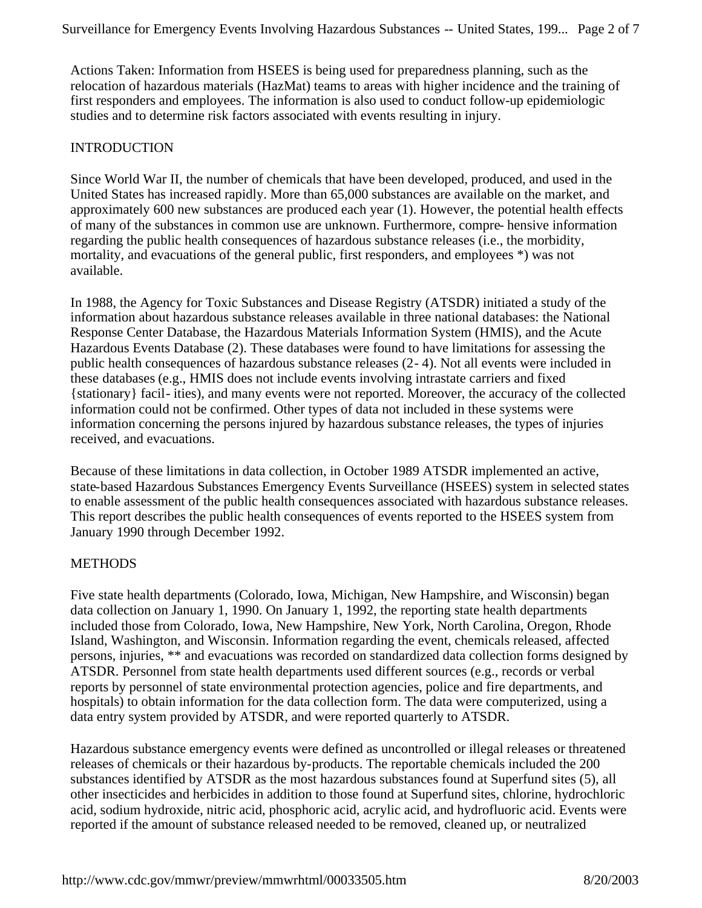Actions Taken: Information from HSEES is being used for preparedness planning, such as the relocation of hazardous materials (HazMat) teams to areas with higher incidence and the training of first responders and employees. The information is also used to conduct follow-up epidemiologic studies and to determine risk factors associated with events resulting in injury.

## INTRODUCTION

Since World War II, the number of chemicals that have been developed, produced, and used in the United States has increased rapidly. More than 65,000 substances are available on the market, and approximately 600 new substances are produced each year (1). However, the potential health effects of many of the substances in common use are unknown. Furthermore, compre- hensive information regarding the public health consequences of hazardous substance releases (i.e., the morbidity, mortality, and evacuations of the general public, first responders, and employees *) was not available.

In 1988, the Agency for Toxic Substances and Disease Registry (ATSDR) initiated a study of the information about hazardous substance releases available in three national databases: the National Response Center Database, the Hazardous Materials Information System (HMIS), and the Acute Hazardous Events Database (2). These databases were found to have limitations for assessing the public health consequences of hazardous substance releases (2- 4). Not all events were included in these databases (e.g., HMIS does not include events involving intrastate carriers and fixed {stationary} facil- ities), and many events were not reported. Moreover, the accuracy of the collected information could not be confirmed. Other types of data not included in these systems were information concerning the persons injured by hazardous substance releases, the types of injuries received, and evacuations.

Because of these limitations in data collection, in October 1989 ATSDR implemented an active, state-based Hazardous Substances Emergency Events Surveillance (HSEES) system in selected states to enable assessment of the public health consequences associated with hazardous substance releases. This report describes the public health consequences of events reported to the HSEES system from January 1990 through December 1992.

## METHODS

Five state health departments (Colorado, Iowa, Michigan, New Hampshire, and Wisconsin) began data collection on January 1, 1990. On January 1, 1992, the reporting state health departments included those from Colorado, Iowa, New Hampshire, New York, North Carolina, Oregon, Rhode Island, Washington, and Wisconsin. Information regarding the event, chemicals released, affected persons, injuries, ** and evacuations was recorded on standardized data collection forms designed by ATSDR. Personnel from state health departments used different sources (e.g., records or verbal reports by personnel of state environmental protection agencies, police and fire departments, and hospitals) to obtain information for the data collection form. The data were computerized, using a data entry system provided by ATSDR, and were reported quarterly to ATSDR.

Hazardous substance emergency events were defined as uncontrolled or illegal releases or threatened releases of chemicals or their hazardous by-products. The reportable chemicals included the 200 substances identified by ATSDR as the most hazardous substances found at Superfund sites (5), all other insecticides and herbicides in addition to those found at Superfund sites, chlorine, hydrochloric acid, sodium hydroxide, nitric acid, phosphoric acid, acrylic acid, and hydrofluoric acid. Events were reported if the amount of substance released needed to be removed, cleaned up, or neutralized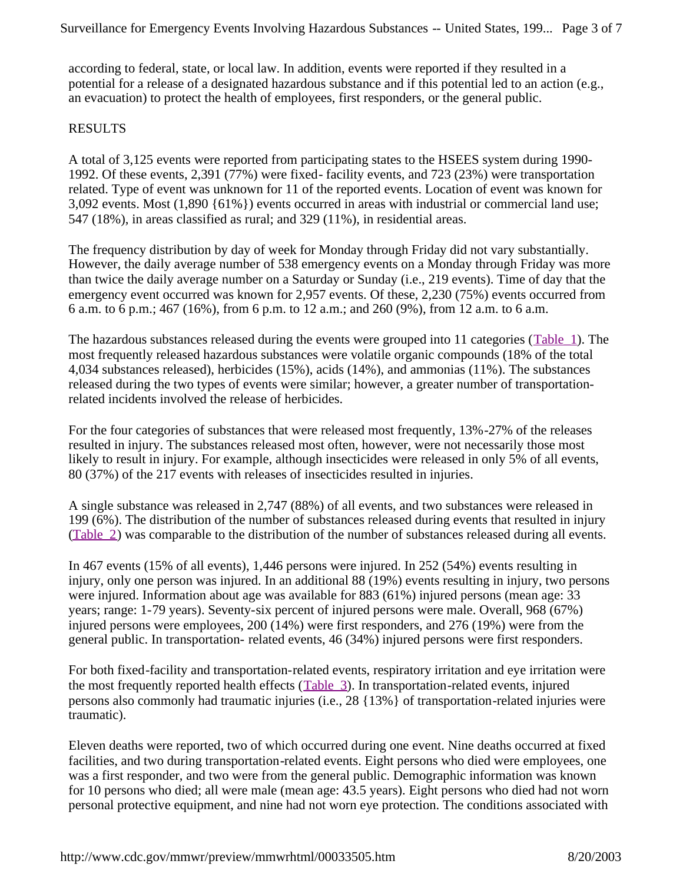according to federal, state, or local law. In addition, events were reported if they resulted in a potential for a release of a designated hazardous substance and if this potential led to an action (e.g., an evacuation) to protect the health of employees, first responders, or the general public.

## RESULTS

A total of 3,125 events were reported from participating states to the HSEES system during 1990-1992. Of these events, 2,391 (77%) were fixed- facility events, and 723 (23%) were transportation related. Type of event was unknown for 11 of the reported events. Location of event was known for 3,092 events. Most (1,890 {61%}) events occurred in areas with industrial or commercial land use; 547 (18%), in areas classified as rural; and 329 (11%), in residential areas.

The frequency distribution by day of week for Monday through Friday did not vary substantially. However, the daily average number of 538 emergency events on a Monday through Friday was more than twice the daily average number on a Saturday or Sunday (i.e., 219 events). Time of day that the emergency event occurred was known for 2,957 events. Of these, 2,230 (75%) events occurred from 6 a.m. to 6 p.m.; 467 (16%), from 6 p.m. to 12 a.m.; and 260 (9%), from 12 a.m. to 6 a.m.

The hazardous substances released during the events were grouped into 11 categories (Table 1). The most frequently released hazardous substances were volatile organic compounds (18% of the total 4,034 substances released), herbicides (15%), acids (14%), and ammonias (11%). The substances released during the two types of events were similar; however, a greater number of transportation-related incidents involved the release of herbicides.

For the four categories of substances that were released most frequently, 13%-27% of the releases resulted in injury. The substances released most often, however, were not necessarily those most likely to result in injury. For example, although insecticides were released in only 5% of all events, 80 (37%) of the 217 events with releases of insecticides resulted in injuries.

A single substance was released in 2,747 (88%) of all events, and two substances were released in 199 (6%). The distribution of the number of substances released during events that resulted in injury (Table 2) was comparable to the distribution of the number of substances released during all events.

In 467 events (15% of all events), 1,446 persons were injured. In 252 (54%) events resulting in injury, only one person was injured. In an additional 88 (19%) events resulting in injury, two persons were injured. Information about age was available for 883 (61%) injured persons (mean age: 33 years; range: 1-79 years). Seventy-six percent of injured persons were male. Overall, 968 (67%) injured persons were employees, 200 (14%) were first responders, and 276 (19%) were from the general public. In transportation- related events, 46 (34%) injured persons were first responders.

For both fixed-facility and transportation-related events, respiratory irritation and eye irritation were the most frequently reported health effects (Table 3). In transportation-related events, injured persons also commonly had traumatic injuries (i.e., 28 {13%} of transportation-related injuries were traumatic).

Eleven deaths were reported, two of which occurred during one event. Nine deaths occurred at fixed facilities, and two during transportation-related events. Eight persons who died were employees, one was a first responder, and two were from the general public. Demographic information was known for 10 persons who died; all were male (mean age: 43.5 years). Eight persons who died had not worn personal protective equipment, and nine had not worn eye protection. The conditions associated with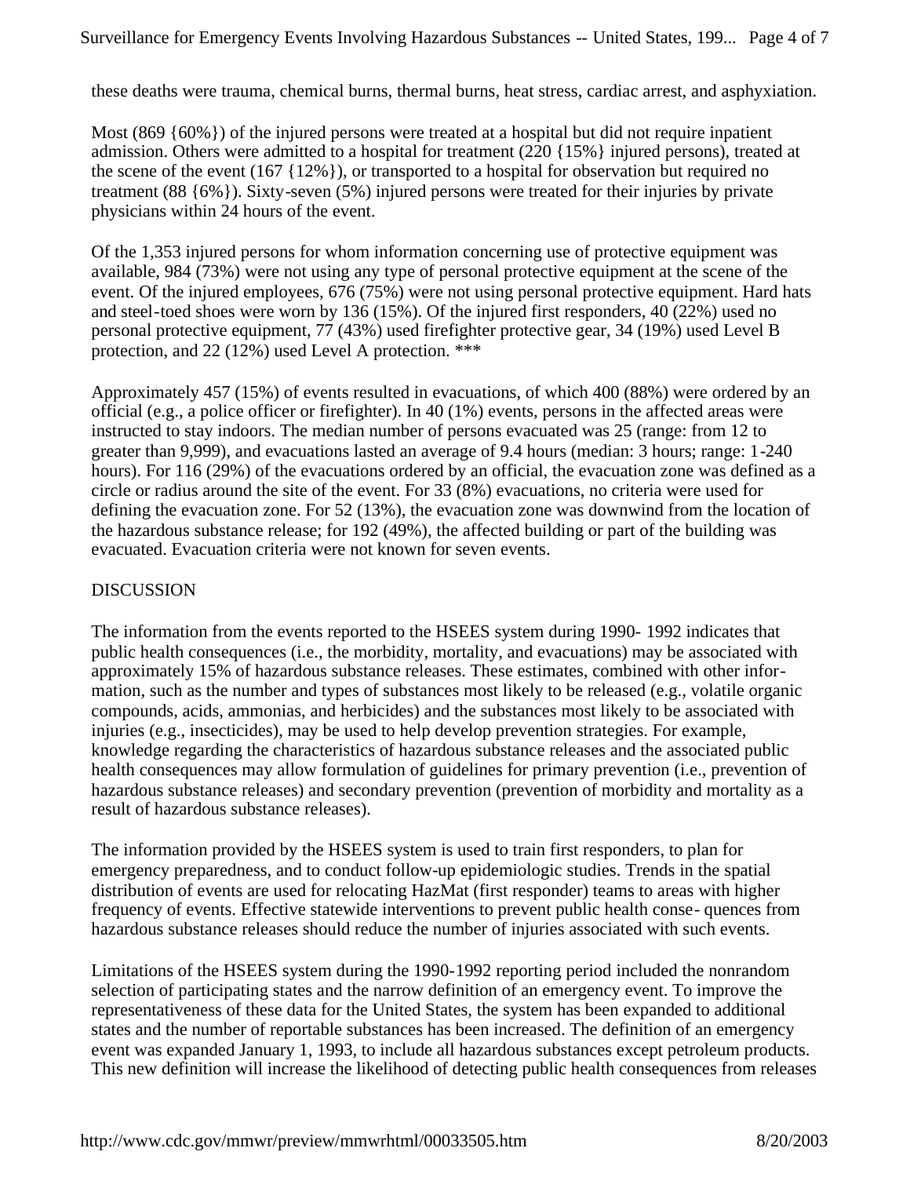these deaths were trauma, chemical burns, thermal burns, heat stress, cardiac arrest, and asphyxiation.

Most (869 {60%}) of the injured persons were treated at a hospital but did not require inpatient admission. Others were admitted to a hospital for treatment (220 {15%} injured persons), treated at the scene of the event (167 {12%}), or transported to a hospital for observation but required no treatment (88 {6%}). Sixty-seven (5%) injured persons were treated for their injuries by private physicians within 24 hours of the event.

Of the 1,353 injured persons for whom information concerning use of protective equipment was available, 984 (73%) were not using any type of personal protective equipment at the scene of the event. Of the injured employees, 676 (75%) were not using personal protective equipment. Hard hats and steel-toed shoes were worn by 136 (15%). Of the injured first responders, 40 (22%) used no personal protective equipment, 77 (43%) used firefighter protective gear, 34 (19%) used Level B protection, and 22 (12%) used Level A protection. ***

Approximately 457 (15%) of events resulted in evacuations, of which 400 (88%) were ordered by an official (e.g., a police officer or firefighter). In 40 (1%) events, persons in the affected areas were instructed to stay indoors. The median number of persons evacuated was 25 (range: from 12 to greater than 9,999), and evacuations lasted an average of 9.4 hours (median: 3 hours; range: 1-240 hours). For 116 (29%) of the evacuations ordered by an official, the evacuation zone was defined as a circle or radius around the site of the event. For 33 (8%) evacuations, no criteria were used for defining the evacuation zone. For 52 (13%), the evacuation zone was downwind from the location of the hazardous substance release; for 192 (49%), the affected building or part of the building was evacuated. Evacuation criteria were not known for seven events.

## DISCUSSION

The information from the events reported to the HSEES system during 1990- 1992 indicates that public health consequences (i.e., the morbidity, mortality, and evacuations) may be associated with approximately 15% of hazardous substance releases. These estimates, combined with other information, such as the number and types of substances most likely to be released (e.g., volatile organic compounds, acids, ammonias, and herbicides) and the substances most likely to be associated with injuries (e.g., insecticides), may be used to help develop prevention strategies. For example, knowledge regarding the characteristics of hazardous substance releases and the associated public health consequences may allow formulation of guidelines for primary prevention (i.e., prevention of hazardous substance releases) and secondary prevention (prevention of morbidity and mortality as a result of hazardous substance releases).

The information provided by the HSEES system is used to train first responders, to plan for emergency preparedness, and to conduct follow-up epidemiologic studies. Trends in the spatial distribution of events are used for relocating HazMat (first responder) teams to areas with higher frequency of events. Effective statewide interventions to prevent public health consequences from hazardous substance releases should reduce the number of injuries associated with such events.

Limitations of the HSEES system during the 1990-1992 reporting period included the nonrandom selection of participating states and the narrow definition of an emergency event. To improve the representativeness of these data for the United States, the system has been expanded to additional states and the number of reportable substances has been increased. The definition of an emergency event was expanded January 1, 1993, to include all hazardous substances except petroleum products. This new definition will increase the likelihood of detecting public health consequences from releases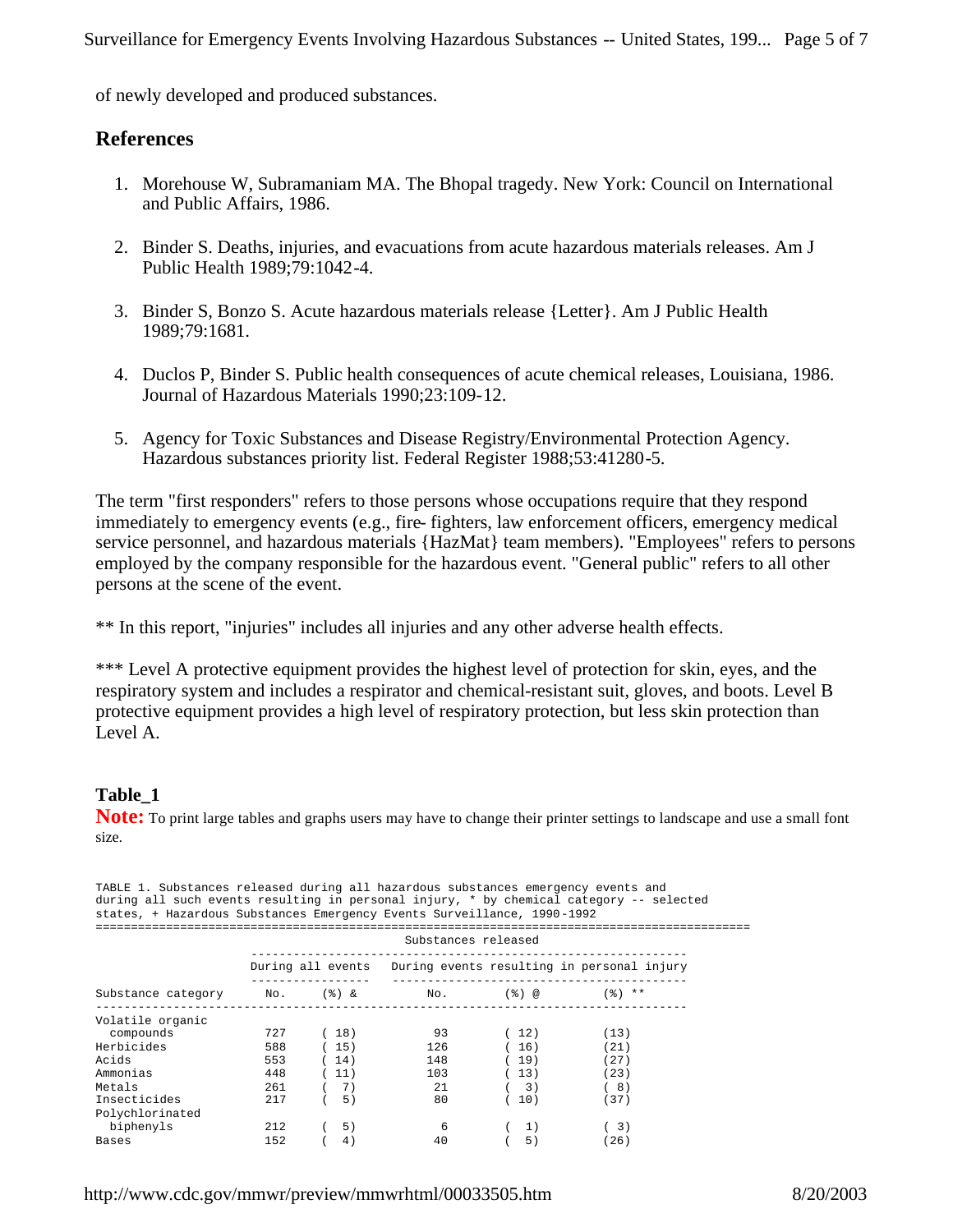of newly developed and produced substances.

## References

1. Morehouse W, Subramaniam MA. The Bhopal tragedy. New York: Council on International and Public Affairs, 1986.
2. Binder S. Deaths, injuries, and evacuations from acute hazardous materials releases. Am J Public Health 1989;79:1042-4.
3. Binder S, Bonzo S. Acute hazardous materials release {Letter}. Am J Public Health 1989;79:1681.
4. Duclos P, Binder S. Public health consequences of acute chemical releases, Louisiana, 1986. Journal of Hazardous Materials 1990;23:109-12.
5. Agency for Toxic Substances and Disease Registry/Environmental Protection Agency. Hazardous substances priority list. Federal Register 1988;53:41280-5.

The term "first responders" refers to those persons whose occupations require that they respond immediately to emergency events (e.g., fire- fighters, law enforcement officers, emergency medical service personnel, and hazardous materials {HazMat} team members). "Employees" refers to persons employed by the company responsible for the hazardous event. "General public" refers to all other persons at the scene of the event.

** In this report, "injuries" includes all injuries and any other adverse health effects.

*** Level A protective equipment provides the highest level of protection for skin, eyes, and the respiratory system and includes a respirator and chemical-resistant suit, gloves, and boots. Level B protective equipment provides a high level of respiratory protection, but less skin protection than Level A.

### Table_1

**Note:** To print large tables and graphs users may have to change their printer settings to landscape and use a small font size.

TABLE 1. Substances released during all hazardous substances emergency events and during all such events resulting in personal injury, * by chemical category -- selected states, + Hazardous Substances Emergency Events Surveillance, 1990-1992

| | Substances released | | | | |
|---|---|---|---|---|---|
| | During all events | | During events resulting in personal injury | | |
| Substance category | No. | (%) & | No. | (%) @ | (%) ** |
| Volatile organic compounds | 727 | ( 18) | 93 | ( 12) | (13) |
| Herbicides | 588 | ( 15) | 126 | ( 16) | (21) |
| Acids | 553 | ( 14) | 148 | ( 19) | (27) |
| Ammonias | 448 | ( 11) | 103 | ( 13) | (23) |
| Metals | 261 | ( 7) | 21 | ( 3) | ( 8) |
| Insecticides | 217 | ( 5) | 80 | ( 10) | (37) |
| Polychlorinated biphenyls | 212 | ( 5) | 6 | ( 1) | ( 3) |
| Bases | 152 | ( 4) | 40 | ( 5) | (26) |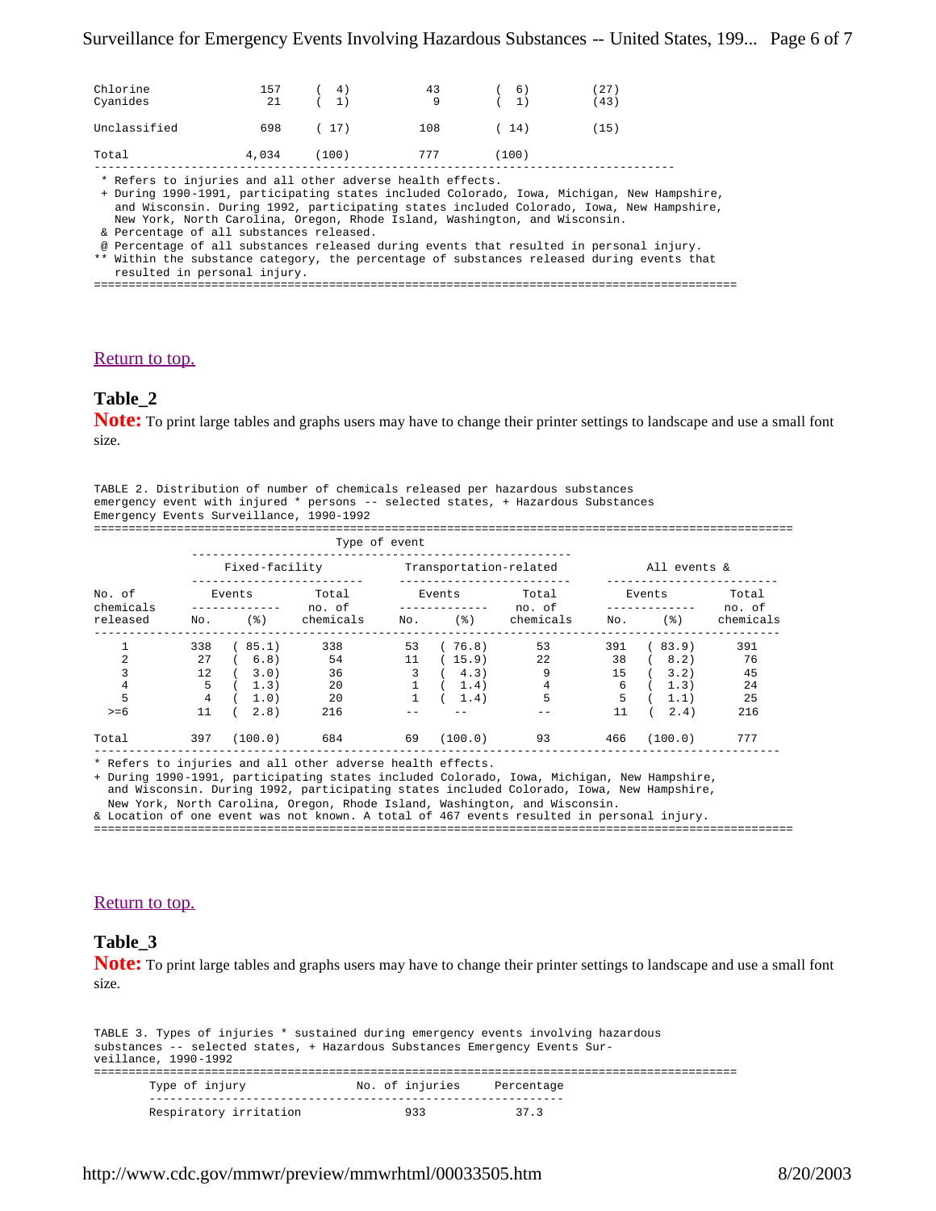| | | | | | |
|---|---|---|---|---|---|
| Chlorine | 157 | ( 4) | 43 | ( 6) | (27) |
| Cyanides | 21 | ( 1) | 9 | ( 1) | (43) |
| Unclassified | 698 | ( 17) | 108 | ( 14) | (15) |
| Total | 4,034 | (100) | 777 | (100) | |

\* Refers to injuries and all other adverse health effects.
+ During 1990-1991, participating states included Colorado, Iowa, Michigan, New Hampshire, and Wisconsin. During 1992, participating states included Colorado, Iowa, New Hampshire, New York, North Carolina, Oregon, Rhode Island, Washington, and Wisconsin.
& Percentage of all substances released.
@ Percentage of all substances released during events that resulted in personal injury.
** Within the substance category, the percentage of substances released during events that resulted in personal injury.

Return to top.

## Table_2

**Note:** To print large tables and graphs users may have to change their printer settings to landscape and use a small font size.

TABLE 2. Distribution of number of chemicals released per hazardous substances emergency event with injured * persons -- selected states, + Hazardous Substances Emergency Events Surveillance, 1990-1992

| No. of chemicals released | Fixed-facility Events No. | Fixed-facility Events (%) | Fixed-facility Total no. of chemicals | Transportation-related Events No. | Transportation-related Events (%) | Transportation-related Total no. of chemicals | All events & Events No. | All events & Events (%) | All events & Total no. of chemicals |
|---|---|---|---|---|---|---|---|---|---|
| 1 | 338 | ( 85.1) | 338 | 53 | ( 76.8) | 53 | 391 | ( 83.9) | 391 |
| 2 | 27 | ( 6.8) | 54 | 11 | ( 15.9) | 22 | 38 | ( 8.2) | 76 |
| 3 | 12 | ( 3.0) | 36 | 3 | ( 4.3) | 9 | 15 | ( 3.2) | 45 |
| 4 | 5 | ( 1.3) | 20 | 1 | ( 1.4) | 4 | 6 | ( 1.3) | 24 |
| 5 | 4 | ( 1.0) | 20 | 1 | ( 1.4) | 5 | 5 | ( 1.1) | 25 |
| >=6 | 11 | ( 2.8) | 216 | -- | -- | -- | 11 | ( 2.4) | 216 |
| Total | 397 | (100.0) | 684 | 69 | (100.0) | 93 | 466 | (100.0) | 777 |

\* Refers to injuries and all other adverse health effects.
+ During 1990-1991, participating states included Colorado, Iowa, Michigan, New Hampshire, and Wisconsin. During 1992, participating states included Colorado, Iowa, New Hampshire, New York, North Carolina, Oregon, Rhode Island, Washington, and Wisconsin.
& Location of one event was not known. A total of 467 events resulted in personal injury.

Return to top.

## Table_3

**Note:** To print large tables and graphs users may have to change their printer settings to landscape and use a small font size.

TABLE 3. Types of injuries * sustained during emergency events involving hazardous substances -- selected states, + Hazardous Substances Emergency Events Surveillance, 1990-1992

| Type of injury | No. of injuries | Percentage |
|---|---|---|
| Respiratory irritation | 933 | 37.3 |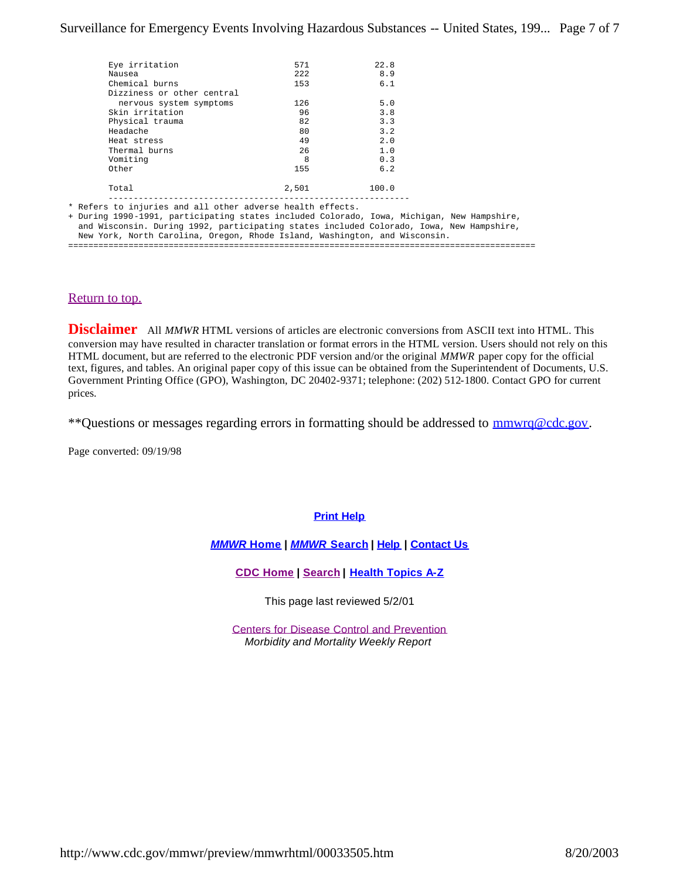| | | |
|---|---|---|
| Eye irritation | 571 | 22.8 |
| Nausea | 222 | 8.9 |
| Chemical burns | 153 | 6.1 |
| Dizziness or other central nervous system symptoms | 126 | 5.0 |
| Skin irritation | 96 | 3.8 |
| Physical trauma | 82 | 3.3 |
| Headache | 80 | 3.2 |
| Heat stress | 49 | 2.0 |
| Thermal burns | 26 | 1.0 |
| Vomiting | 8 | 0.3 |
| Other | 155 | 6.2 |
| Total | 2,501 | 100.0 |

* Refers to injuries and all other adverse health effects.

+ During 1990-1991, participating states included Colorado, Iowa, Michigan, New Hampshire, and Wisconsin. During 1992, participating states included Colorado, Iowa, New Hampshire, New York, North Carolina, Oregon, Rhode Island, Washington, and Wisconsin.

Return to top.

**Disclaimer** All *MMWR* HTML versions of articles are electronic conversions from ASCII text into HTML. This conversion may have resulted in character translation or format errors in the HTML version. Users should not rely on this HTML document, but are referred to the electronic PDF version and/or the original *MMWR* paper copy for the official text, figures, and tables. An original paper copy of this issue can be obtained from the Superintendent of Documents, U.S. Government Printing Office (GPO), Washington, DC 20402-9371; telephone: (202) 512-1800. Contact GPO for current prices.

**Questions or messages regarding errors in formatting should be addressed to mmwrq@cdc.gov.

Page converted: 09/19/98

**Print Help**

***MMWR* Home | *MMWR* Search | Help | Contact Us**

**CDC Home | Search | Health Topics A-Z**

This page last reviewed 5/2/01

Centers for Disease Control and Prevention
*Morbidity and Mortality Weekly Report*